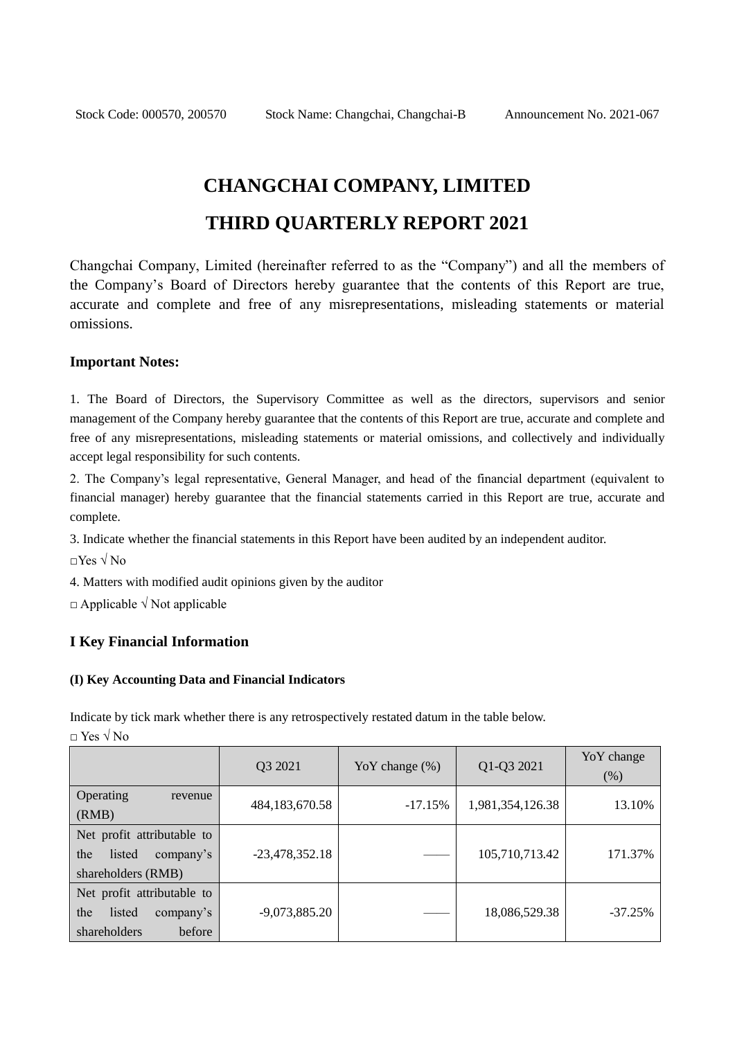Stock Code: 000570, 200570 Stock Name: Changchai, Changchai-B Announcement No. 2021-067

# CHANGCHAI COMPANY, LIMITED

# THIRD QUARTERLY REPORT 2021

Changchai Company, Limited (hereinafter referred to as the "Company") and all the members of the Company's Board of Directors hereby guarantee that the contents of this Report are true, accurate and complete and free of any misrepresentations, misleading statements or material omissions.

### Important Notes:

1. The Board of Directors, the Supervisory Committee as well as the directors, supervisors and senior management of the Company hereby guarantee that the contents of this Report are true, accurate and complete and free of any misrepresentations, misleading statements or material omissions, and collectively and individually accept legal responsibility for such contents.

2. The Company's legal representative, General Manager, and head of the financial department (equivalent to financial manager) hereby guarantee that the financial statements carried in this Report are true, accurate and complete.

3. Indicate whether the financial statements in this Report have been audited by an independent auditor.

□Yes √ No

4. Matters with modified audit opinions given by the auditor

□ Applicable √ Not applicable

## I Key Financial Information

#### (I) Key Accounting Data and Financial Indicators

Indicate by tick mark whether there is any retrospectively restated datum in the table below.

□ Yes √ No

| | Q3 2021 | YoY change (%) | Q1-Q3 2021 | YoY change (%) |
|---|---|---|---|---|
| Operating revenue (RMB) | 484,183,670.58 | -17.15% | 1,981,354,126.38 | 13.10% |
| Net profit attributable to the listed company's shareholders (RMB) | -23,478,352.18 | —— | 105,710,713.42 | 171.37% |
| Net profit attributable to the listed company's shareholders before | -9,073,885.20 | —— | 18,086,529.38 | -37.25% |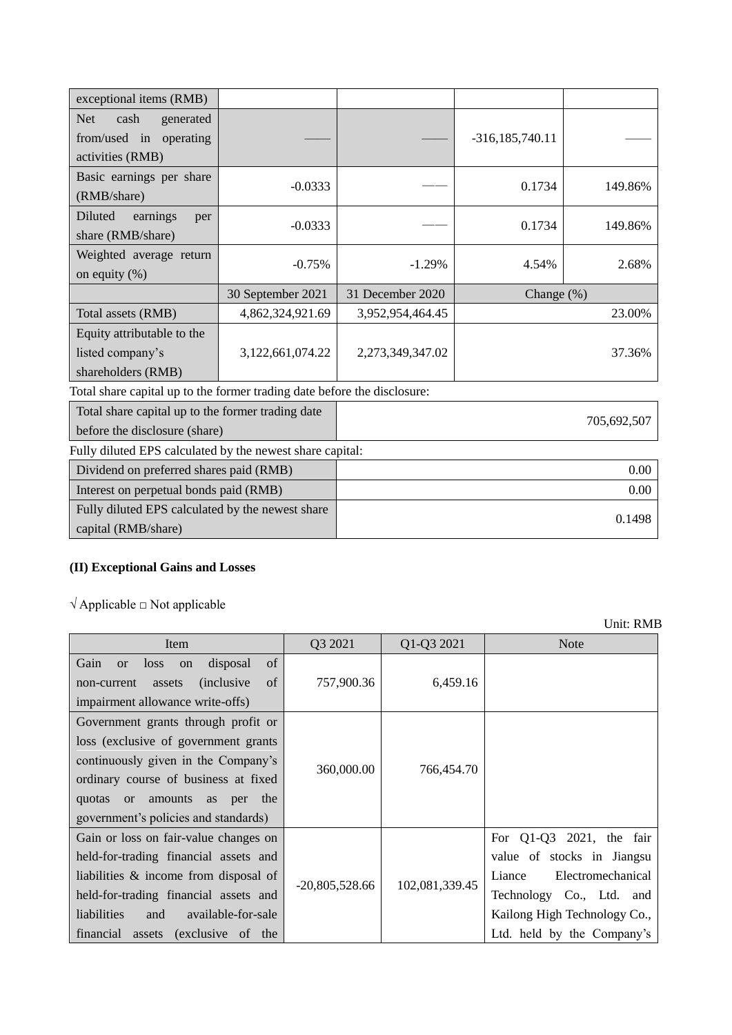| exceptional items (RMB) | | | | |
|---|---|---|---|---|
| Net cash generated from/used in operating activities (RMB) | —— | —— | -316,185,740.11 | —— |
| Basic earnings per share (RMB/share) | -0.0333 | —— | 0.1734 | 149.86% |
| Diluted earnings per share (RMB/share) | -0.0333 | —— | 0.1734 | 149.86% |
| Weighted average return on equity (%) | -0.75% | -1.29% | 4.54% | 2.68% |
| | 30 September 2021 | 31 December 2020 | Change (%) | |
| Total assets (RMB) | 4,862,324,921.69 | 3,952,954,464.45 | 23.00% | |
| Equity attributable to the listed company's shareholders (RMB) | 3,122,661,074.22 | 2,273,349,347.02 | 37.36% | |

Total share capital up to the former trading date before the disclosure:

| Total share capital up to the former trading date before the disclosure (share) | 705,692,507 |
|---|---|

Fully diluted EPS calculated by the newest share capital:

| Dividend on preferred shares paid (RMB) | 0.00 |
|---|---|
| Interest on perpetual bonds paid (RMB) | 0.00 |
| Fully diluted EPS calculated by the newest share capital (RMB/share) | 0.1498 |

**(II) Exceptional Gains and Losses**

√ Applicable □ Not applicable

Unit: RMB

| Item | Q3 2021 | Q1-Q3 2021 | Note |
|---|---|---|---|
| Gain or loss on disposal of non-current assets (inclusive of impairment allowance write-offs) | 757,900.36 | 6,459.16 | |
| Government grants through profit or loss (exclusive of government grants continuously given in the Company's ordinary course of business at fixed quotas or amounts as per the government's policies and standards) | 360,000.00 | 766,454.70 | |
| Gain or loss on fair-value changes on held-for-trading financial assets and liabilities & income from disposal of held-for-trading financial assets and liabilities and available-for-sale financial assets (exclusive of the | -20,805,528.66 | 102,081,339.45 | For Q1-Q3 2021, the fair value of stocks in Jiangsu Liance Electromechanical Technology Co., Ltd. and Kailong High Technology Co., Ltd. held by the Company's |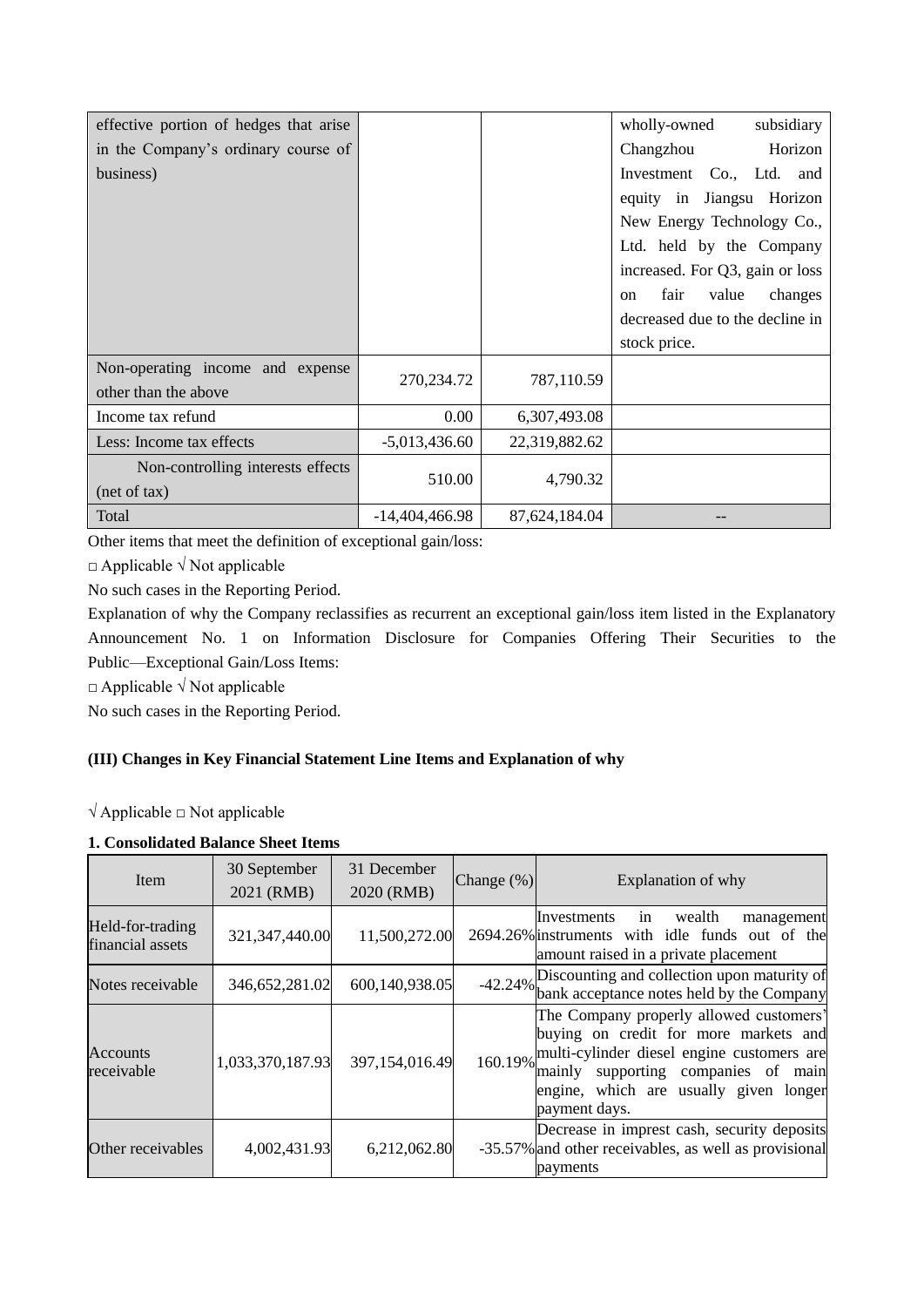| | | | |
|---|---|---|---|
| effective portion of hedges that arise in the Company's ordinary course of business) | | | wholly-owned subsidiary Changzhou Horizon Investment Co., Ltd. and equity in Jiangsu Horizon New Energy Technology Co., Ltd. held by the Company increased. For Q3, gain or loss on fair value changes decreased due to the decline in stock price. |
| Non-operating income and expense other than the above | 270,234.72 | 787,110.59 | |
| Income tax refund | 0.00 | 6,307,493.08 | |
| Less: Income tax effects | -5,013,436.60 | 22,319,882.62 | |
| Non-controlling interests effects (net of tax) | 510.00 | 4,790.32 | |
| Total | -14,404,466.98 | 87,624,184.04 | -- |

Other items that meet the definition of exceptional gain/loss:

□ Applicable √ Not applicable

No such cases in the Reporting Period.

Explanation of why the Company reclassifies as recurrent an exceptional gain/loss item listed in the Explanatory Announcement No. 1 on Information Disclosure for Companies Offering Their Securities to the Public—Exceptional Gain/Loss Items:

□ Applicable √ Not applicable

No such cases in the Reporting Period.

### (III) Changes in Key Financial Statement Line Items and Explanation of why

√ Applicable □ Not applicable

**1. Consolidated Balance Sheet Items**

| Item | 30 September 2021 (RMB) | 31 December 2020 (RMB) | Change (%) | Explanation of why |
|---|---|---|---|---|
| Held-for-trading financial assets | 321,347,440.00 | 11,500,272.00 | 2694.26% | Investments in wealth management instruments with idle funds out of the amount raised in a private placement |
| Notes receivable | 346,652,281.02 | 600,140,938.05 | -42.24% | Discounting and collection upon maturity of bank acceptance notes held by the Company |
| Accounts receivable | 1,033,370,187.93 | 397,154,016.49 | 160.19% | The Company properly allowed customers' buying on credit for more markets and multi-cylinder diesel engine customers are mainly supporting companies of main engine, which are usually given longer payment days. |
| Other receivables | 4,002,431.93 | 6,212,062.80 | -35.57% | Decrease in imprest cash, security deposits and other receivables, as well as provisional payments |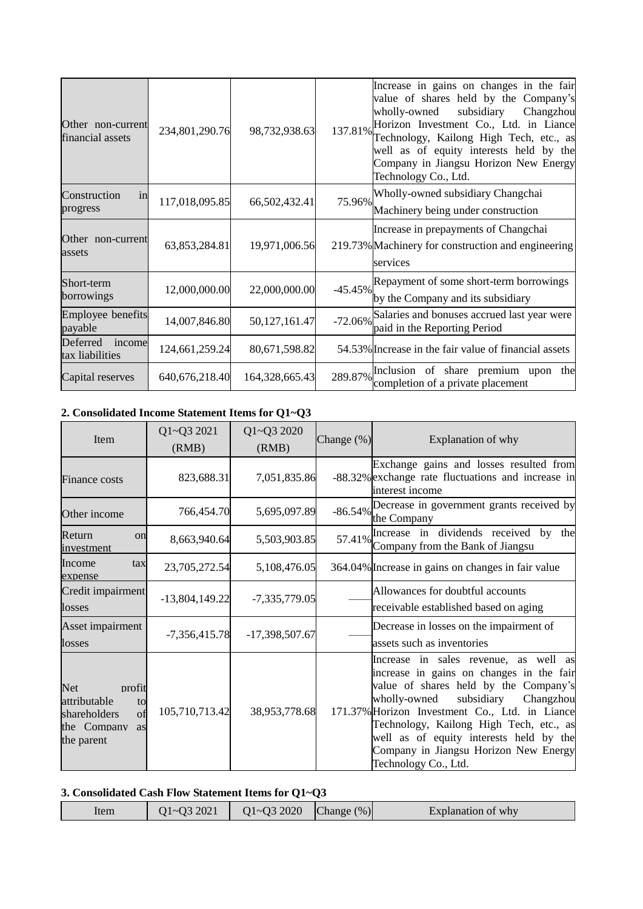| Other non-current financial assets | 234,801,290.76 | 98,732,938.63 | 137.81% | Increase in gains on changes in the fair value of shares held by the Company's wholly-owned subsidiary Changzhou Horizon Investment Co., Ltd. in Liance Technology, Kailong High Tech, etc., as well as of equity interests held by the Company in Jiangsu Horizon New Energy Technology Co., Ltd. |
|---|---|---|---|---|
| Construction in progress | 117,018,095.85 | 66,502,432.41 | 75.96% | Wholly-owned subsidiary Changchai Machinery being under construction |
| Other non-current assets | 63,853,284.81 | 19,971,006.56 | 219.73% | Increase in prepayments of Changchai Machinery for construction and engineering services |
| Short-term borrowings | 12,000,000.00 | 22,000,000.00 | -45.45% | Repayment of some short-term borrowings by the Company and its subsidiary |
| Employee benefits payable | 14,007,846.80 | 50,127,161.47 | -72.06% | Salaries and bonuses accrued last year were paid in the Reporting Period |
| Deferred income tax liabilities | 124,661,259.24 | 80,671,598.82 | 54.53% | Increase in the fair value of financial assets |
| Capital reserves | 640,676,218.40 | 164,328,665.43 | 289.87% | Inclusion of share premium upon the completion of a private placement |

**2. Consolidated Income Statement Items for Q1~Q3**

| Item | Q1~Q3 2021 (RMB) | Q1~Q3 2020 (RMB) | Change (%) | Explanation of why |
|---|---|---|---|---|
| Finance costs | 823,688.31 | 7,051,835.86 | -88.32% | Exchange gains and losses resulted from exchange rate fluctuations and increase in interest income |
| Other income | 766,454.70 | 5,695,097.89 | -86.54% | Decrease in government grants received by the Company |
| Return on investment | 8,663,940.64 | 5,503,903.85 | 57.41% | Increase in dividends received by the Company from the Bank of Jiangsu |
| Income tax expense | 23,705,272.54 | 5,108,476.05 | 364.04% | Increase in gains on changes in fair value |
| Credit impairment losses | -13,804,149.22 | -7,335,779.05 | —— | Allowances for doubtful accounts receivable established based on aging |
| Asset impairment losses | -7,356,415.78 | -17,398,507.67 | —— | Decrease in losses on the impairment of assets such as inventories |
| Net profit attributable to shareholders of the Company as the parent | 105,710,713.42 | 38,953,778.68 | 171.37% | Increase in sales revenue, as well as increase in gains on changes in the fair value of shares held by the Company's wholly-owned subsidiary Changzhou Horizon Investment Co., Ltd. in Liance Technology, Kailong High Tech, etc., as well as of equity interests held by the Company in Jiangsu Horizon New Energy Technology Co., Ltd. |

**3. Consolidated Cash Flow Statement Items for Q1~Q3**

| Item | Q1~Q3 2021 | Q1~Q3 2020 | Change (%) | Explanation of why |
|---|---|---|---|---|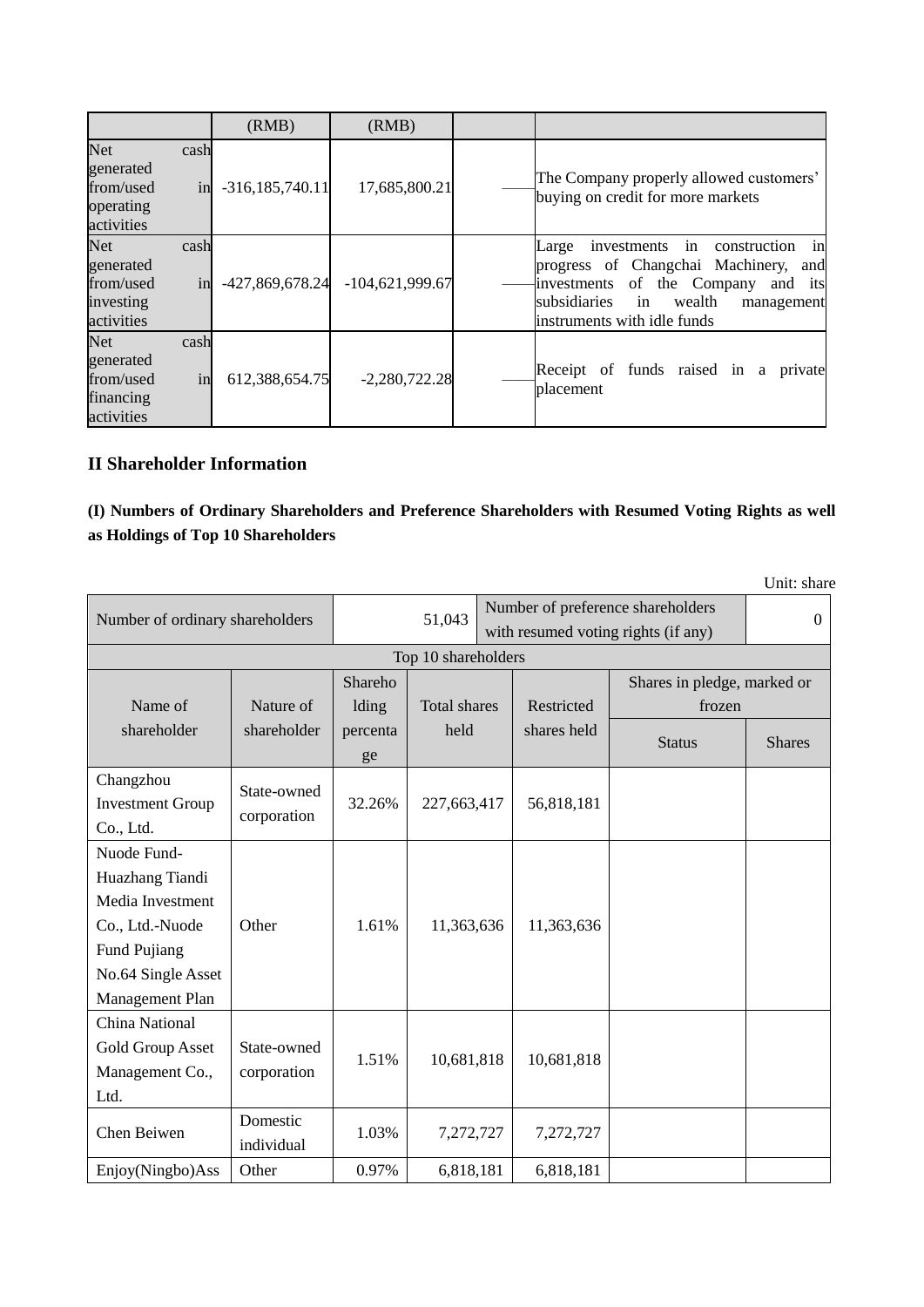| | (RMB) | (RMB) | | |
|---|---|---|---|---|
| Net cash generated from/used in operating activities | -316,185,740.11 | 17,685,800.21 | —— | The Company properly allowed customers' buying on credit for more markets |
| Net cash generated from/used in investing activities | -427,869,678.24 | -104,621,999.67 | —— | Large investments in construction in progress of Changchai Machinery, and investments of the Company and its subsidiaries in wealth management instruments with idle funds |
| Net cash generated from/used in financing activities | 612,388,654.75 | -2,280,722.28 | —— | Receipt of funds raised in a private placement |

## II Shareholder Information

**(I) Numbers of Ordinary Shareholders and Preference Shareholders with Resumed Voting Rights as well as Holdings of Top 10 Shareholders**

Unit: share

| Number of ordinary shareholders | | 51,043 | | Number of preference shareholders with resumed voting rights (if any) | | 0 |
|---|---|---|---|---|---|---|
| Top 10 shareholders | | | | | | |
| Name of shareholder | Nature of shareholder | Shareholding percentage | Total shares held | Restricted shares held | Shares in pledge, marked or frozen | |
| | | | | | Status | Shares |
| Changzhou Investment Group Co., Ltd. | State-owned corporation | 32.26% | 227,663,417 | 56,818,181 | | |
| Nuode Fund-Huazhang Tiandi Media Investment Co., Ltd.-Nuode Fund Pujiang No.64 Single Asset Management Plan | Other | 1.61% | 11,363,636 | 11,363,636 | | |
| China National Gold Group Asset Management Co., Ltd. | State-owned corporation | 1.51% | 10,681,818 | 10,681,818 | | |
| Chen Beiwen | Domestic individual | 1.03% | 7,272,727 | 7,272,727 | | |
| Enjoy(Ningbo)Ass | Other | 0.97% | 6,818,181 | 6,818,181 | | |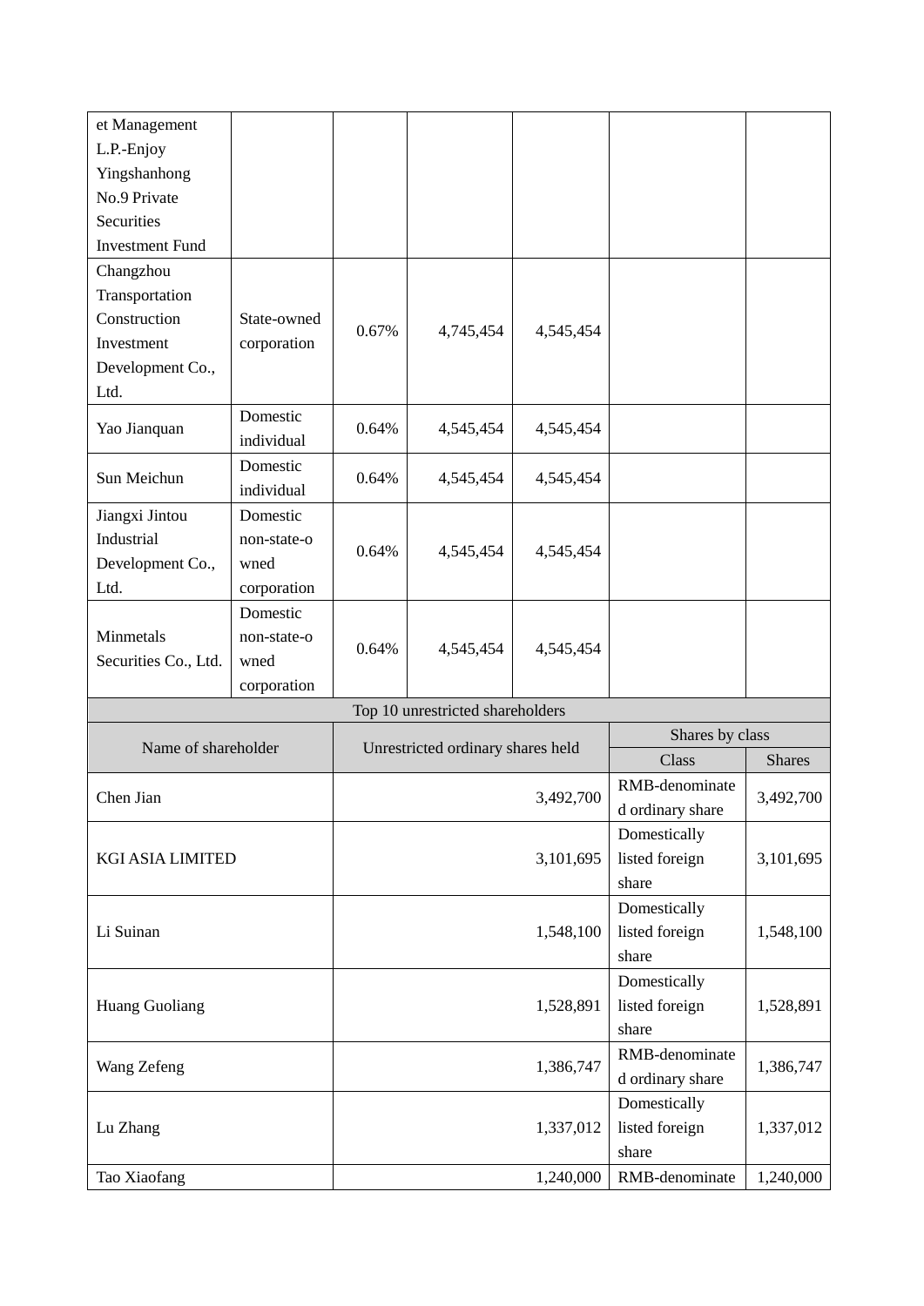| et Management L.P.-Enjoy Yingshanhong No.9 Private Securities Investment Fund | | | | | | |
|---|---|---|---|---|---|---|
| Changzhou Transportation Construction Investment Development Co., Ltd. | State-owned corporation | 0.67% | 4,745,454 | 4,545,454 | | |
| Yao Jianquan | Domestic individual | 0.64% | 4,545,454 | 4,545,454 | | |
| Sun Meichun | Domestic individual | 0.64% | 4,545,454 | 4,545,454 | | |
| Jiangxi Jintou Industrial Development Co., Ltd. | Domestic non-state-owned corporation | 0.64% | 4,545,454 | 4,545,454 | | |
| Minmetals Securities Co., Ltd. | Domestic non-state-owned corporation | 0.64% | 4,545,454 | 4,545,454 | | |

| Top 10 unrestricted shareholders | | | |
|---|---|---|---|
| Name of shareholder | Unrestricted ordinary shares held | Shares by class | |
| | | Class | Shares |
| Chen Jian | 3,492,700 | RMB-denominated ordinary share | 3,492,700 |
| KGI ASIA LIMITED | 3,101,695 | Domestically listed foreign share | 3,101,695 |
| Li Suinan | 1,548,100 | Domestically listed foreign share | 1,548,100 |
| Huang Guoliang | 1,528,891 | Domestically listed foreign share | 1,528,891 |
| Wang Zefeng | 1,386,747 | RMB-denominated ordinary share | 1,386,747 |
| Lu Zhang | 1,337,012 | Domestically listed foreign share | 1,337,012 |
| Tao Xiaofang | 1,240,000 | RMB-denominate | 1,240,000 |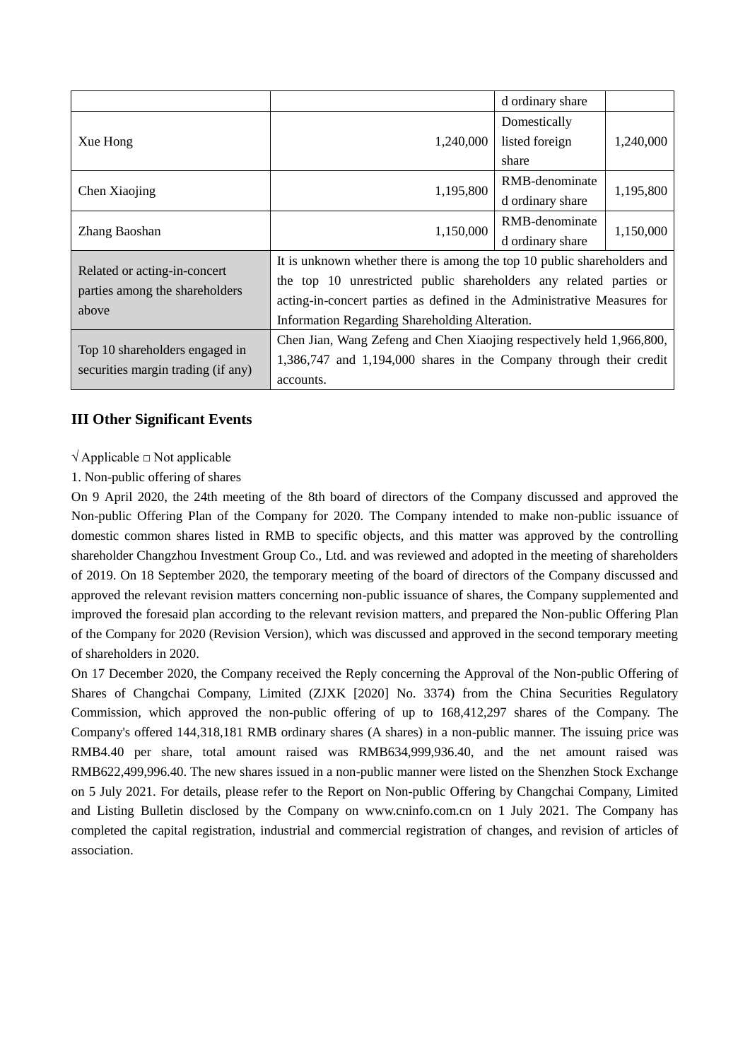| | | d ordinary share | |
|---|---|---|---|
| Xue Hong | 1,240,000 | Domestically listed foreign share | 1,240,000 |
| Chen Xiaojing | 1,195,800 | RMB-denominated ordinary share | 1,195,800 |
| Zhang Baoshan | 1,150,000 | RMB-denominated ordinary share | 1,150,000 |
| Related or acting-in-concert parties among the shareholders above | It is unknown whether there is among the top 10 public shareholders and the top 10 unrestricted public shareholders any related parties or acting-in-concert parties as defined in the Administrative Measures for Information Regarding Shareholding Alteration. | | |
| Top 10 shareholders engaged in securities margin trading (if any) | Chen Jian, Wang Zefeng and Chen Xiaojing respectively held 1,966,800, 1,386,747 and 1,194,000 shares in the Company through their credit accounts. | | |

## III Other Significant Events

√ Applicable □ Not applicable

1. Non-public offering of shares

On 9 April 2020, the 24th meeting of the 8th board of directors of the Company discussed and approved the Non-public Offering Plan of the Company for 2020. The Company intended to make non-public issuance of domestic common shares listed in RMB to specific objects, and this matter was approved by the controlling shareholder Changzhou Investment Group Co., Ltd. and was reviewed and adopted in the meeting of shareholders of 2019. On 18 September 2020, the temporary meeting of the board of directors of the Company discussed and approved the relevant revision matters concerning non-public issuance of shares, the Company supplemented and improved the foresaid plan according to the relevant revision matters, and prepared the Non-public Offering Plan of the Company for 2020 (Revision Version), which was discussed and approved in the second temporary meeting of shareholders in 2020.

On 17 December 2020, the Company received the Reply concerning the Approval of the Non-public Offering of Shares of Changchai Company, Limited (ZJXK [2020] No. 3374) from the China Securities Regulatory Commission, which approved the non-public offering of up to 168,412,297 shares of the Company. The Company's offered 144,318,181 RMB ordinary shares (A shares) in a non-public manner. The issuing price was RMB4.40 per share, total amount raised was RMB634,999,936.40, and the net amount raised was RMB622,499,996.40. The new shares issued in a non-public manner were listed on the Shenzhen Stock Exchange on 5 July 2021. For details, please refer to the Report on Non-public Offering by Changchai Company, Limited and Listing Bulletin disclosed by the Company on www.cninfo.com.cn on 1 July 2021. The Company has completed the capital registration, industrial and commercial registration of changes, and revision of articles of association.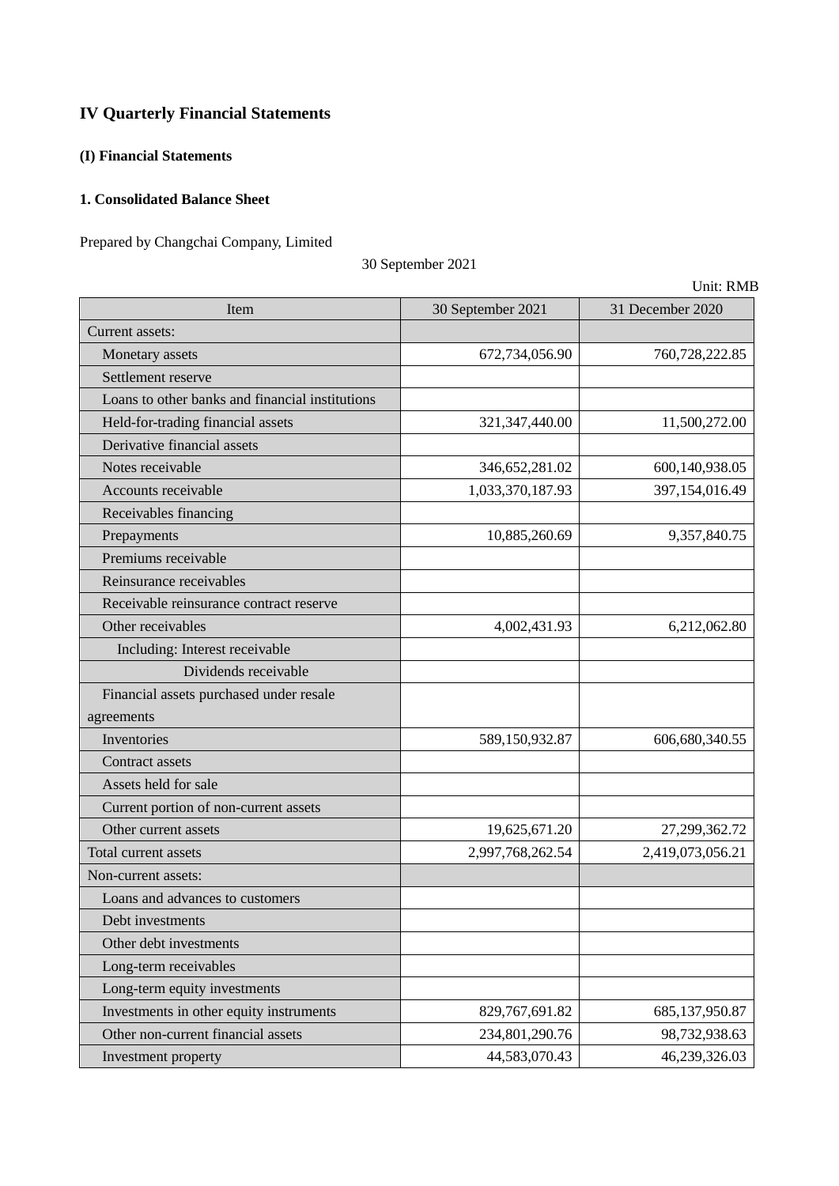# IV Quarterly Financial Statements

## (I) Financial Statements

### 1. Consolidated Balance Sheet

Prepared by Changchai Company, Limited

30 September 2021

Unit: RMB

| Item | 30 September 2021 | 31 December 2020 |
|---|---|---|
| Current assets: | | |
| Monetary assets | 672,734,056.90 | 760,728,222.85 |
| Settlement reserve | | |
| Loans to other banks and financial institutions | | |
| Held-for-trading financial assets | 321,347,440.00 | 11,500,272.00 |
| Derivative financial assets | | |
| Notes receivable | 346,652,281.02 | 600,140,938.05 |
| Accounts receivable | 1,033,370,187.93 | 397,154,016.49 |
| Receivables financing | | |
| Prepayments | 10,885,260.69 | 9,357,840.75 |
| Premiums receivable | | |
| Reinsurance receivables | | |
| Receivable reinsurance contract reserve | | |
| Other receivables | 4,002,431.93 | 6,212,062.80 |
| Including: Interest receivable | | |
| Dividends receivable | | |
| Financial assets purchased under resale agreements | | |
| Inventories | 589,150,932.87 | 606,680,340.55 |
| Contract assets | | |
| Assets held for sale | | |
| Current portion of non-current assets | | |
| Other current assets | 19,625,671.20 | 27,299,362.72 |
| Total current assets | 2,997,768,262.54 | 2,419,073,056.21 |
| Non-current assets: | | |
| Loans and advances to customers | | |
| Debt investments | | |
| Other debt investments | | |
| Long-term receivables | | |
| Long-term equity investments | | |
| Investments in other equity instruments | 829,767,691.82 | 685,137,950.87 |
| Other non-current financial assets | 234,801,290.76 | 98,732,938.63 |
| Investment property | 44,583,070.43 | 46,239,326.03 |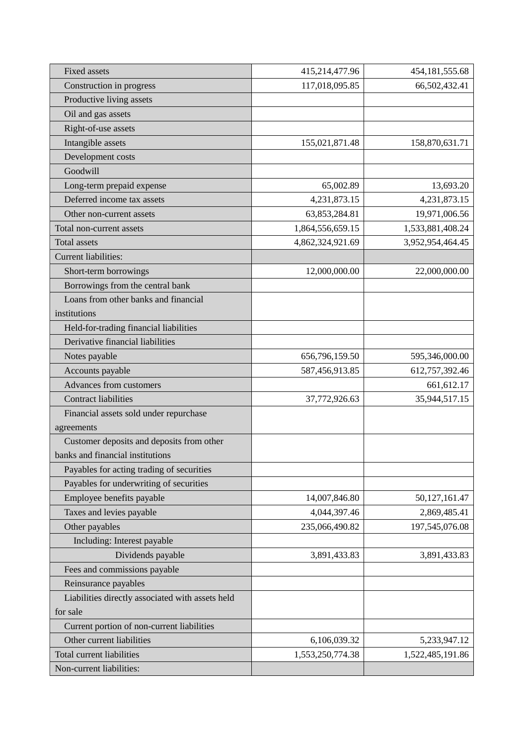| | | |
|---|---|---|
| Fixed assets | 415,214,477.96 | 454,181,555.68 |
| Construction in progress | 117,018,095.85 | 66,502,432.41 |
| Productive living assets | | |
| Oil and gas assets | | |
| Right-of-use assets | | |
| Intangible assets | 155,021,871.48 | 158,870,631.71 |
| Development costs | | |
| Goodwill | | |
| Long-term prepaid expense | 65,002.89 | 13,693.20 |
| Deferred income tax assets | 4,231,873.15 | 4,231,873.15 |
| Other non-current assets | 63,853,284.81 | 19,971,006.56 |
| Total non-current assets | 1,864,556,659.15 | 1,533,881,408.24 |
| Total assets | 4,862,324,921.69 | 3,952,954,464.45 |
| Current liabilities: | | |
| Short-term borrowings | 12,000,000.00 | 22,000,000.00 |
| Borrowings from the central bank | | |
| Loans from other banks and financial institutions | | |
| Held-for-trading financial liabilities | | |
| Derivative financial liabilities | | |
| Notes payable | 656,796,159.50 | 595,346,000.00 |
| Accounts payable | 587,456,913.85 | 612,757,392.46 |
| Advances from customers | | 661,612.17 |
| Contract liabilities | 37,772,926.63 | 35,944,517.15 |
| Financial assets sold under repurchase agreements | | |
| Customer deposits and deposits from other banks and financial institutions | | |
| Payables for acting trading of securities | | |
| Payables for underwriting of securities | | |
| Employee benefits payable | 14,007,846.80 | 50,127,161.47 |
| Taxes and levies payable | 4,044,397.46 | 2,869,485.41 |
| Other payables | 235,066,490.82 | 197,545,076.08 |
| Including: Interest payable | | |
| Dividends payable | 3,891,433.83 | 3,891,433.83 |
| Fees and commissions payable | | |
| Reinsurance payables | | |
| Liabilities directly associated with assets held for sale | | |
| Current portion of non-current liabilities | | |
| Other current liabilities | 6,106,039.32 | 5,233,947.12 |
| Total current liabilities | 1,553,250,774.38 | 1,522,485,191.86 |
| Non-current liabilities: | | |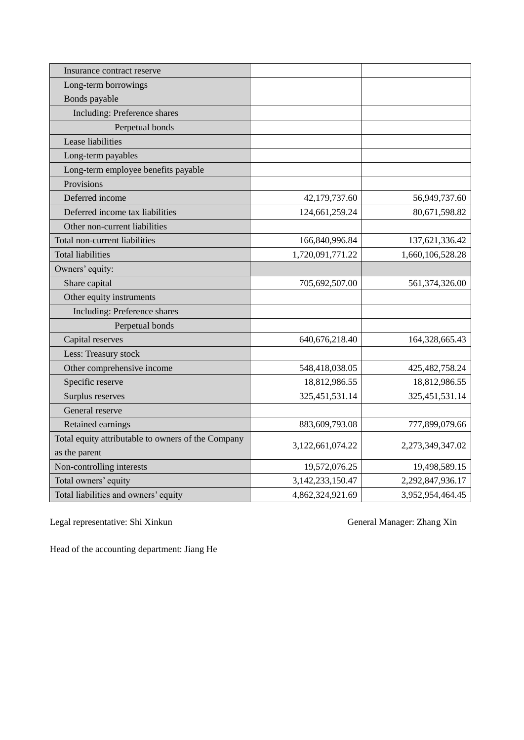| | | |
|---|---|---|
| Insurance contract reserve | | |
| Long-term borrowings | | |
| Bonds payable | | |
| Including: Preference shares | | |
| Perpetual bonds | | |
| Lease liabilities | | |
| Long-term payables | | |
| Long-term employee benefits payable | | |
| Provisions | | |
| Deferred income | 42,179,737.60 | 56,949,737.60 |
| Deferred income tax liabilities | 124,661,259.24 | 80,671,598.82 |
| Other non-current liabilities | | |
| Total non-current liabilities | 166,840,996.84 | 137,621,336.42 |
| Total liabilities | 1,720,091,771.22 | 1,660,106,528.28 |
| Owners' equity: | | |
| Share capital | 705,692,507.00 | 561,374,326.00 |
| Other equity instruments | | |
| Including: Preference shares | | |
| Perpetual bonds | | |
| Capital reserves | 640,676,218.40 | 164,328,665.43 |
| Less: Treasury stock | | |
| Other comprehensive income | 548,418,038.05 | 425,482,758.24 |
| Specific reserve | 18,812,986.55 | 18,812,986.55 |
| Surplus reserves | 325,451,531.14 | 325,451,531.14 |
| General reserve | | |
| Retained earnings | 883,609,793.08 | 777,899,079.66 |
| Total equity attributable to owners of the Company as the parent | 3,122,661,074.22 | 2,273,349,347.02 |
| Non-controlling interests | 19,572,076.25 | 19,498,589.15 |
| Total owners' equity | 3,142,233,150.47 | 2,292,847,936.17 |
| Total liabilities and owners' equity | 4,862,324,921.69 | 3,952,954,464.45 |

Legal representative: Shi Xinkun General Manager: Zhang Xin

Head of the accounting department: Jiang He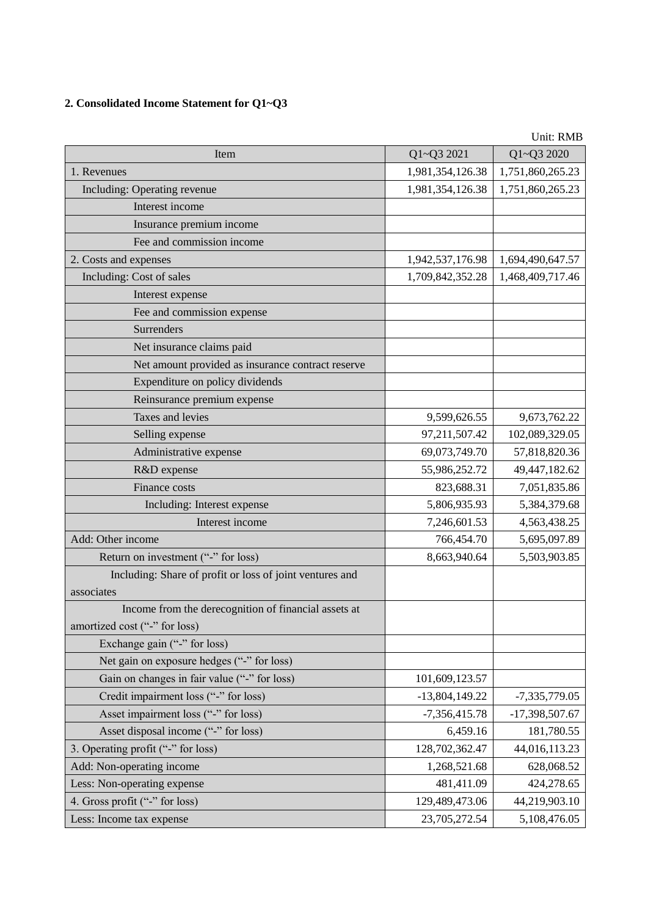**2. Consolidated Income Statement for Q1~Q3**

Unit: RMB

| Item | Q1~Q3 2021 | Q1~Q3 2020 |
|---|---|---|
| 1. Revenues | 1,981,354,126.38 | 1,751,860,265.23 |
| Including: Operating revenue | 1,981,354,126.38 | 1,751,860,265.23 |
| Interest income | | |
| Insurance premium income | | |
| Fee and commission income | | |
| 2. Costs and expenses | 1,942,537,176.98 | 1,694,490,647.57 |
| Including: Cost of sales | 1,709,842,352.28 | 1,468,409,717.46 |
| Interest expense | | |
| Fee and commission expense | | |
| Surrenders | | |
| Net insurance claims paid | | |
| Net amount provided as insurance contract reserve | | |
| Expenditure on policy dividends | | |
| Reinsurance premium expense | | |
| Taxes and levies | 9,599,626.55 | 9,673,762.22 |
| Selling expense | 97,211,507.42 | 102,089,329.05 |
| Administrative expense | 69,073,749.70 | 57,818,820.36 |
| R&D expense | 55,986,252.72 | 49,447,182.62 |
| Finance costs | 823,688.31 | 7,051,835.86 |
| Including: Interest expense | 5,806,935.93 | 5,384,379.68 |
| Interest income | 7,246,601.53 | 4,563,438.25 |
| Add: Other income | 766,454.70 | 5,695,097.89 |
| Return on investment ("-" for loss) | 8,663,940.64 | 5,503,903.85 |
| Including: Share of profit or loss of joint ventures and associates | | |
| Income from the derecognition of financial assets at amortized cost ("-" for loss) | | |
| Exchange gain ("-" for loss) | | |
| Net gain on exposure hedges ("-" for loss) | | |
| Gain on changes in fair value ("-" for loss) | 101,609,123.57 | |
| Credit impairment loss ("-" for loss) | -13,804,149.22 | -7,335,779.05 |
| Asset impairment loss ("-" for loss) | -7,356,415.78 | -17,398,507.67 |
| Asset disposal income ("-" for loss) | 6,459.16 | 181,780.55 |
| 3. Operating profit ("-" for loss) | 128,702,362.47 | 44,016,113.23 |
| Add: Non-operating income | 1,268,521.68 | 628,068.52 |
| Less: Non-operating expense | 481,411.09 | 424,278.65 |
| 4. Gross profit ("-" for loss) | 129,489,473.06 | 44,219,903.10 |
| Less: Income tax expense | 23,705,272.54 | 5,108,476.05 |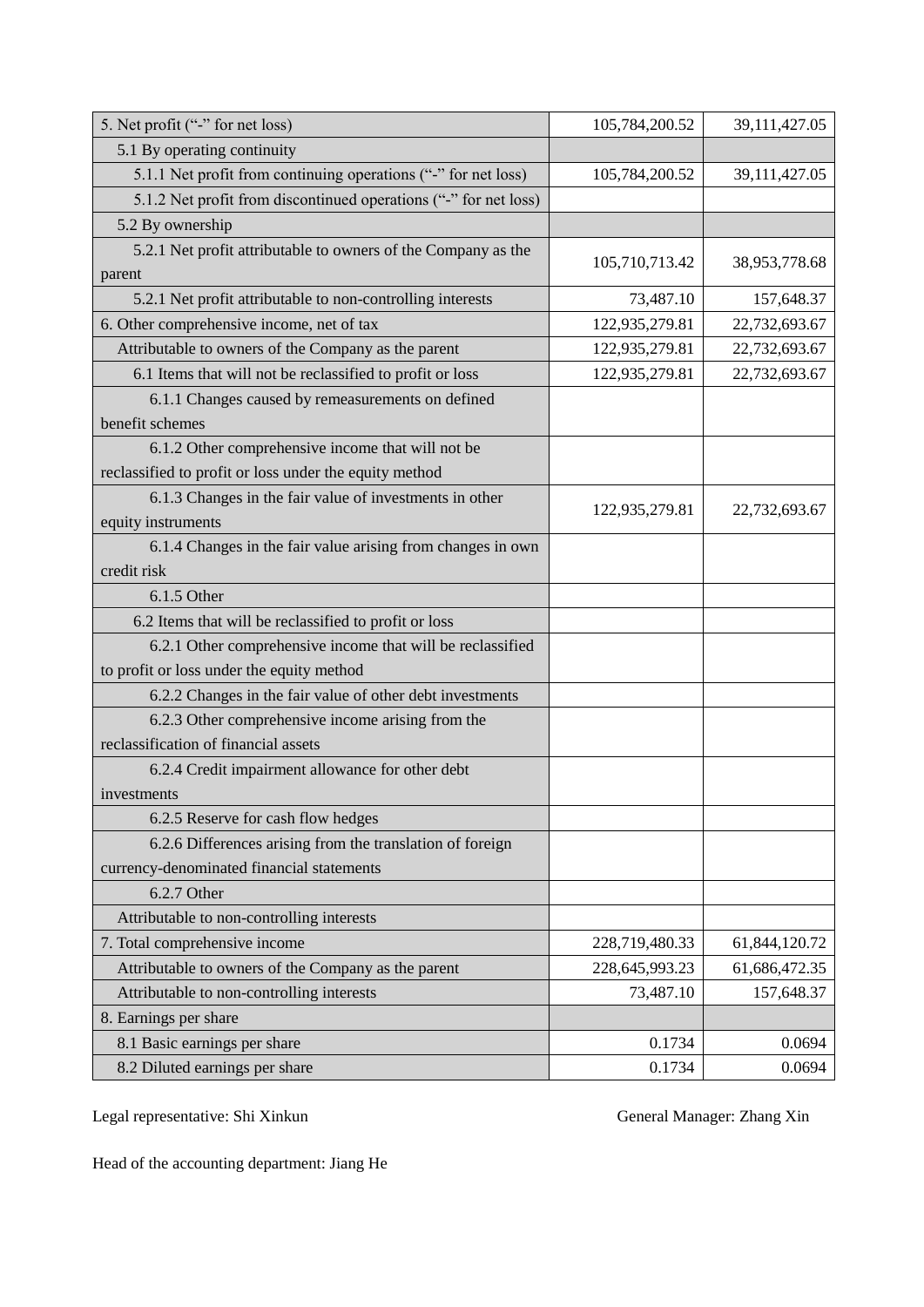| 5. Net profit ("-" for net loss) | 105,784,200.52 | 39,111,427.05 |
|---|---|---|
| 5.1 By operating continuity | | |
| 5.1.1 Net profit from continuing operations ("-" for net loss) | 105,784,200.52 | 39,111,427.05 |
| 5.1.2 Net profit from discontinued operations ("-" for net loss) | | |
| 5.2 By ownership | | |
| 5.2.1 Net profit attributable to owners of the Company as the parent | 105,710,713.42 | 38,953,778.68 |
| 5.2.1 Net profit attributable to non-controlling interests | 73,487.10 | 157,648.37 |
| 6. Other comprehensive income, net of tax | 122,935,279.81 | 22,732,693.67 |
| Attributable to owners of the Company as the parent | 122,935,279.81 | 22,732,693.67 |
| 6.1 Items that will not be reclassified to profit or loss | 122,935,279.81 | 22,732,693.67 |
| 6.1.1 Changes caused by remeasurements on defined benefit schemes | | |
| 6.1.2 Other comprehensive income that will not be reclassified to profit or loss under the equity method | | |
| 6.1.3 Changes in the fair value of investments in other equity instruments | 122,935,279.81 | 22,732,693.67 |
| 6.1.4 Changes in the fair value arising from changes in own credit risk | | |
| 6.1.5 Other | | |
| 6.2 Items that will be reclassified to profit or loss | | |
| 6.2.1 Other comprehensive income that will be reclassified to profit or loss under the equity method | | |
| 6.2.2 Changes in the fair value of other debt investments | | |
| 6.2.3 Other comprehensive income arising from the reclassification of financial assets | | |
| 6.2.4 Credit impairment allowance for other debt investments | | |
| 6.2.5 Reserve for cash flow hedges | | |
| 6.2.6 Differences arising from the translation of foreign currency-denominated financial statements | | |
| 6.2.7 Other | | |
| Attributable to non-controlling interests | | |
| 7. Total comprehensive income | 228,719,480.33 | 61,844,120.72 |
| Attributable to owners of the Company as the parent | 228,645,993.23 | 61,686,472.35 |
| Attributable to non-controlling interests | 73,487.10 | 157,648.37 |
| 8. Earnings per share | | |
| 8.1 Basic earnings per share | 0.1734 | 0.0694 |
| 8.2 Diluted earnings per share | 0.1734 | 0.0694 |

Legal representative: Shi Xinkun

General Manager: Zhang Xin

Head of the accounting department: Jiang He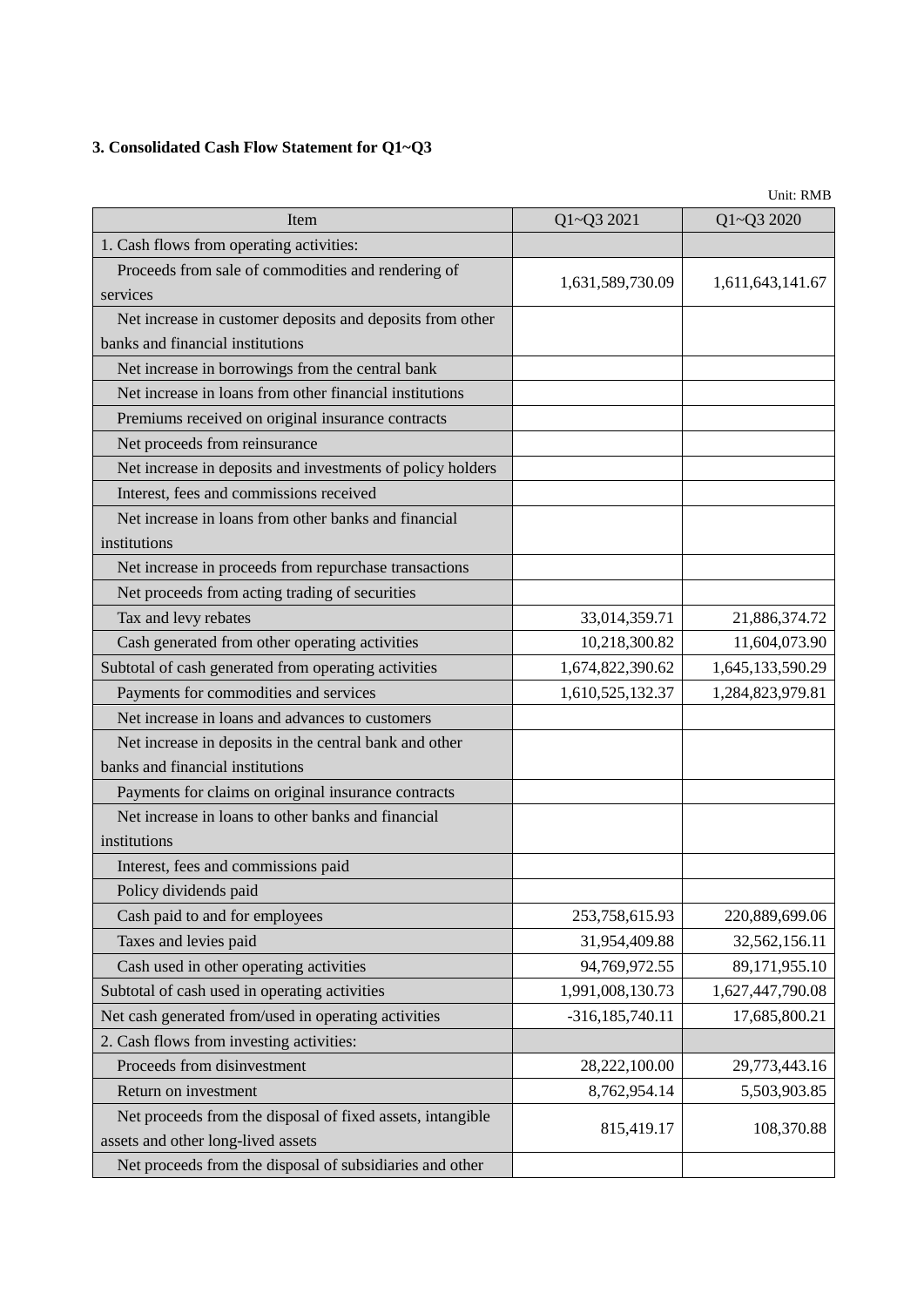### 3. Consolidated Cash Flow Statement for Q1~Q3

Unit: RMB

| Item | Q1~Q3 2021 | Q1~Q3 2020 |
|---|---|---|
| 1. Cash flows from operating activities: | | |
| Proceeds from sale of commodities and rendering of services | 1,631,589,730.09 | 1,611,643,141.67 |
| Net increase in customer deposits and deposits from other banks and financial institutions | | |
| Net increase in borrowings from the central bank | | |
| Net increase in loans from other financial institutions | | |
| Premiums received on original insurance contracts | | |
| Net proceeds from reinsurance | | |
| Net increase in deposits and investments of policy holders | | |
| Interest, fees and commissions received | | |
| Net increase in loans from other banks and financial institutions | | |
| Net increase in proceeds from repurchase transactions | | |
| Net proceeds from acting trading of securities | | |
| Tax and levy rebates | 33,014,359.71 | 21,886,374.72 |
| Cash generated from other operating activities | 10,218,300.82 | 11,604,073.90 |
| Subtotal of cash generated from operating activities | 1,674,822,390.62 | 1,645,133,590.29 |
| Payments for commodities and services | 1,610,525,132.37 | 1,284,823,979.81 |
| Net increase in loans and advances to customers | | |
| Net increase in deposits in the central bank and other banks and financial institutions | | |
| Payments for claims on original insurance contracts | | |
| Net increase in loans to other banks and financial institutions | | |
| Interest, fees and commissions paid | | |
| Policy dividends paid | | |
| Cash paid to and for employees | 253,758,615.93 | 220,889,699.06 |
| Taxes and levies paid | 31,954,409.88 | 32,562,156.11 |
| Cash used in other operating activities | 94,769,972.55 | 89,171,955.10 |
| Subtotal of cash used in operating activities | 1,991,008,130.73 | 1,627,447,790.08 |
| Net cash generated from/used in operating activities | -316,185,740.11 | 17,685,800.21 |
| 2. Cash flows from investing activities: | | |
| Proceeds from disinvestment | 28,222,100.00 | 29,773,443.16 |
| Return on investment | 8,762,954.14 | 5,503,903.85 |
| Net proceeds from the disposal of fixed assets, intangible assets and other long-lived assets | 815,419.17 | 108,370.88 |
| Net proceeds from the disposal of subsidiaries and other | | |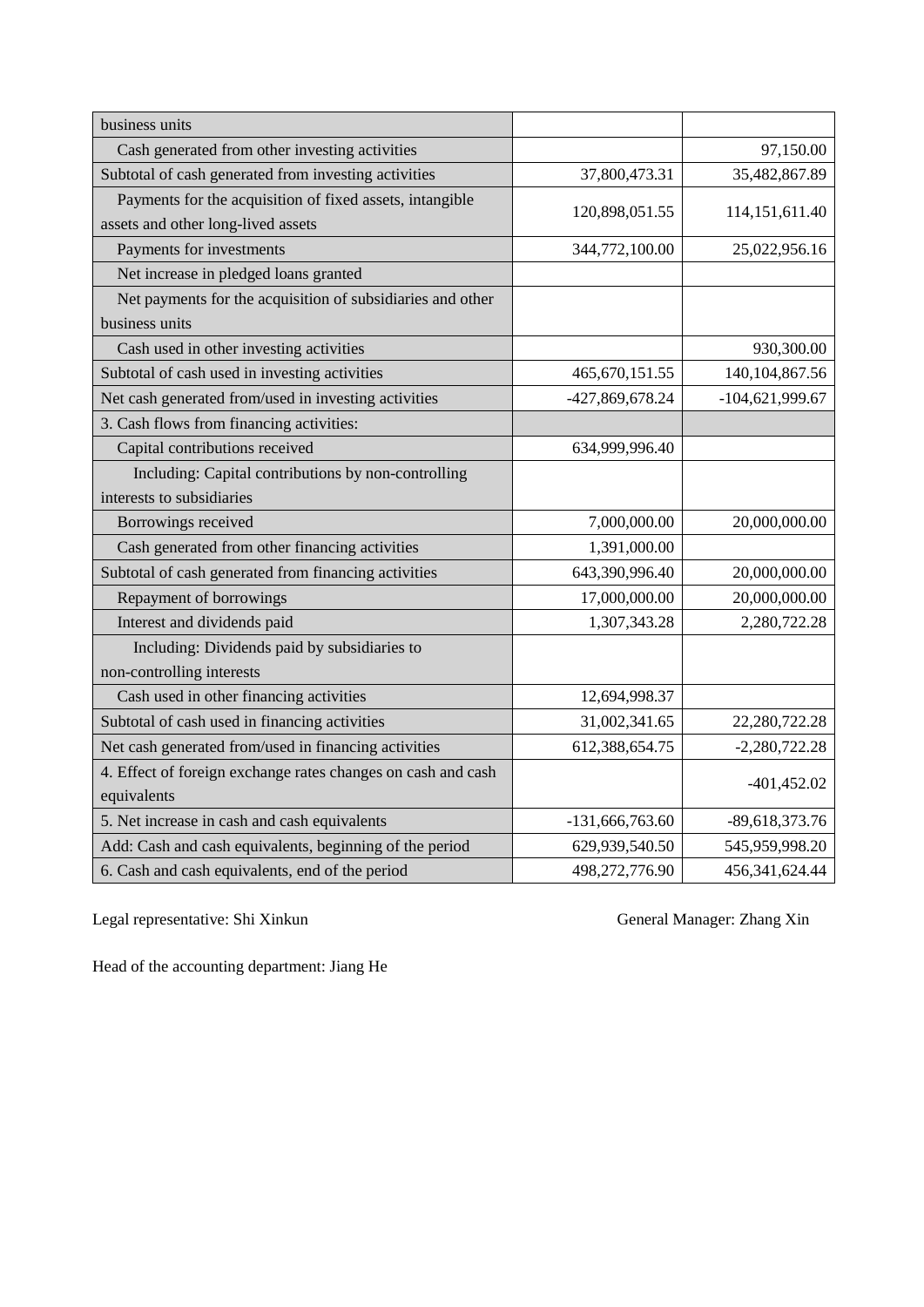| | | |
|---|---|---|
| business units | | |
| Cash generated from other investing activities | | 97,150.00 |
| Subtotal of cash generated from investing activities | 37,800,473.31 | 35,482,867.89 |
| Payments for the acquisition of fixed assets, intangible assets and other long-lived assets | 120,898,051.55 | 114,151,611.40 |
| Payments for investments | 344,772,100.00 | 25,022,956.16 |
| Net increase in pledged loans granted | | |
| Net payments for the acquisition of subsidiaries and other business units | | |
| Cash used in other investing activities | | 930,300.00 |
| Subtotal of cash used in investing activities | 465,670,151.55 | 140,104,867.56 |
| Net cash generated from/used in investing activities | -427,869,678.24 | -104,621,999.67 |
| 3. Cash flows from financing activities: | | |
| Capital contributions received | 634,999,996.40 | |
| Including: Capital contributions by non-controlling interests to subsidiaries | | |
| Borrowings received | 7,000,000.00 | 20,000,000.00 |
| Cash generated from other financing activities | 1,391,000.00 | |
| Subtotal of cash generated from financing activities | 643,390,996.40 | 20,000,000.00 |
| Repayment of borrowings | 17,000,000.00 | 20,000,000.00 |
| Interest and dividends paid | 1,307,343.28 | 2,280,722.28 |
| Including: Dividends paid by subsidiaries to non-controlling interests | | |
| Cash used in other financing activities | 12,694,998.37 | |
| Subtotal of cash used in financing activities | 31,002,341.65 | 22,280,722.28 |
| Net cash generated from/used in financing activities | 612,388,654.75 | -2,280,722.28 |
| 4. Effect of foreign exchange rates changes on cash and cash equivalents | | -401,452.02 |
| 5. Net increase in cash and cash equivalents | -131,666,763.60 | -89,618,373.76 |
| Add: Cash and cash equivalents, beginning of the period | 629,939,540.50 | 545,959,998.20 |
| 6. Cash and cash equivalents, end of the period | 498,272,776.90 | 456,341,624.44 |

Legal representative: Shi Xinkun General Manager: Zhang Xin

Head of the accounting department: Jiang He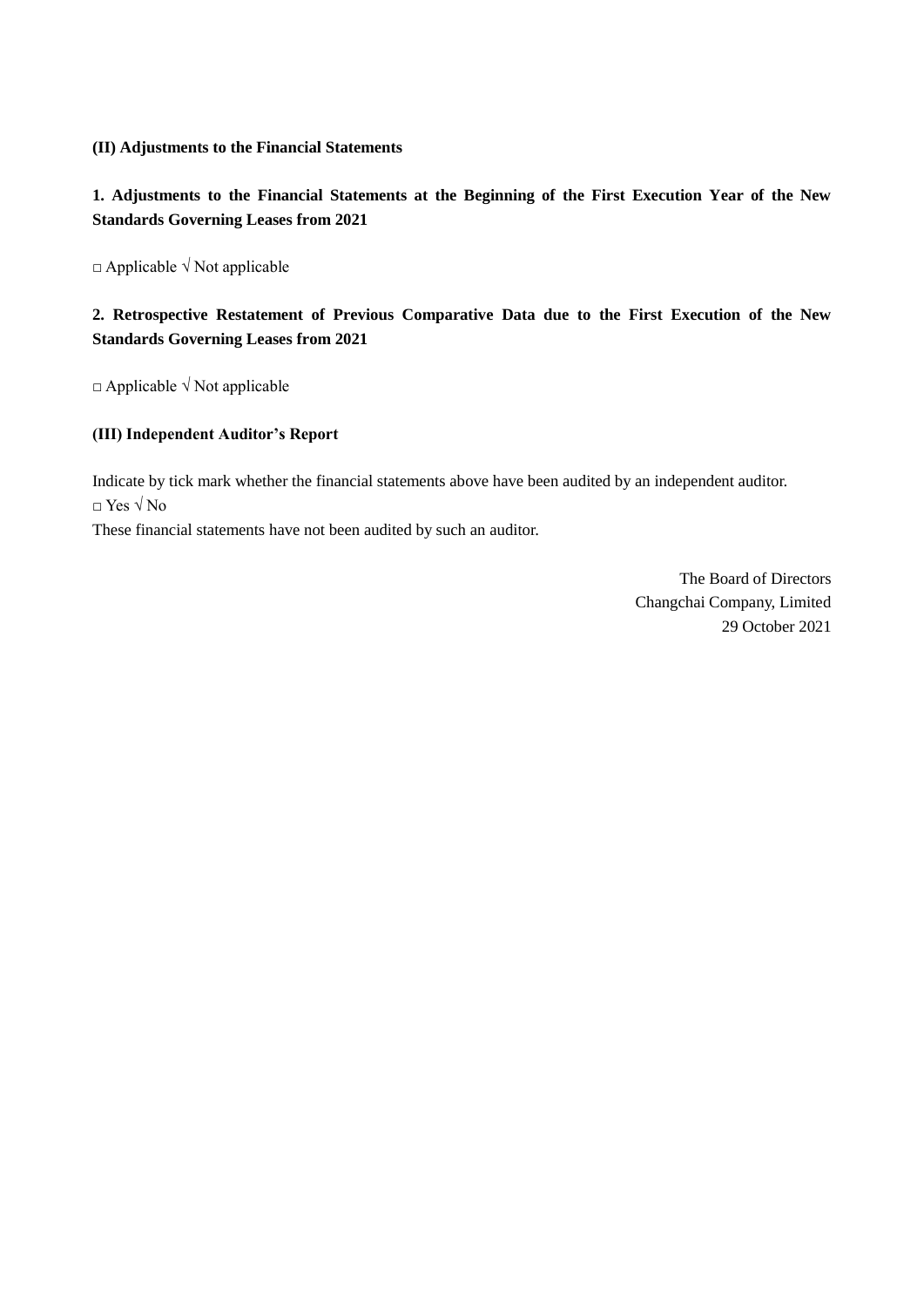**(II) Adjustments to the Financial Statements**

**1. Adjustments to the Financial Statements at the Beginning of the First Execution Year of the New Standards Governing Leases from 2021**

□ Applicable √ Not applicable

**2. Retrospective Restatement of Previous Comparative Data due to the First Execution of the New Standards Governing Leases from 2021**

□ Applicable √ Not applicable

**(III) Independent Auditor's Report**

Indicate by tick mark whether the financial statements above have been audited by an independent auditor.
□ Yes √ No
These financial statements have not been audited by such an auditor.

The Board of Directors
Changchai Company, Limited
29 October 2021